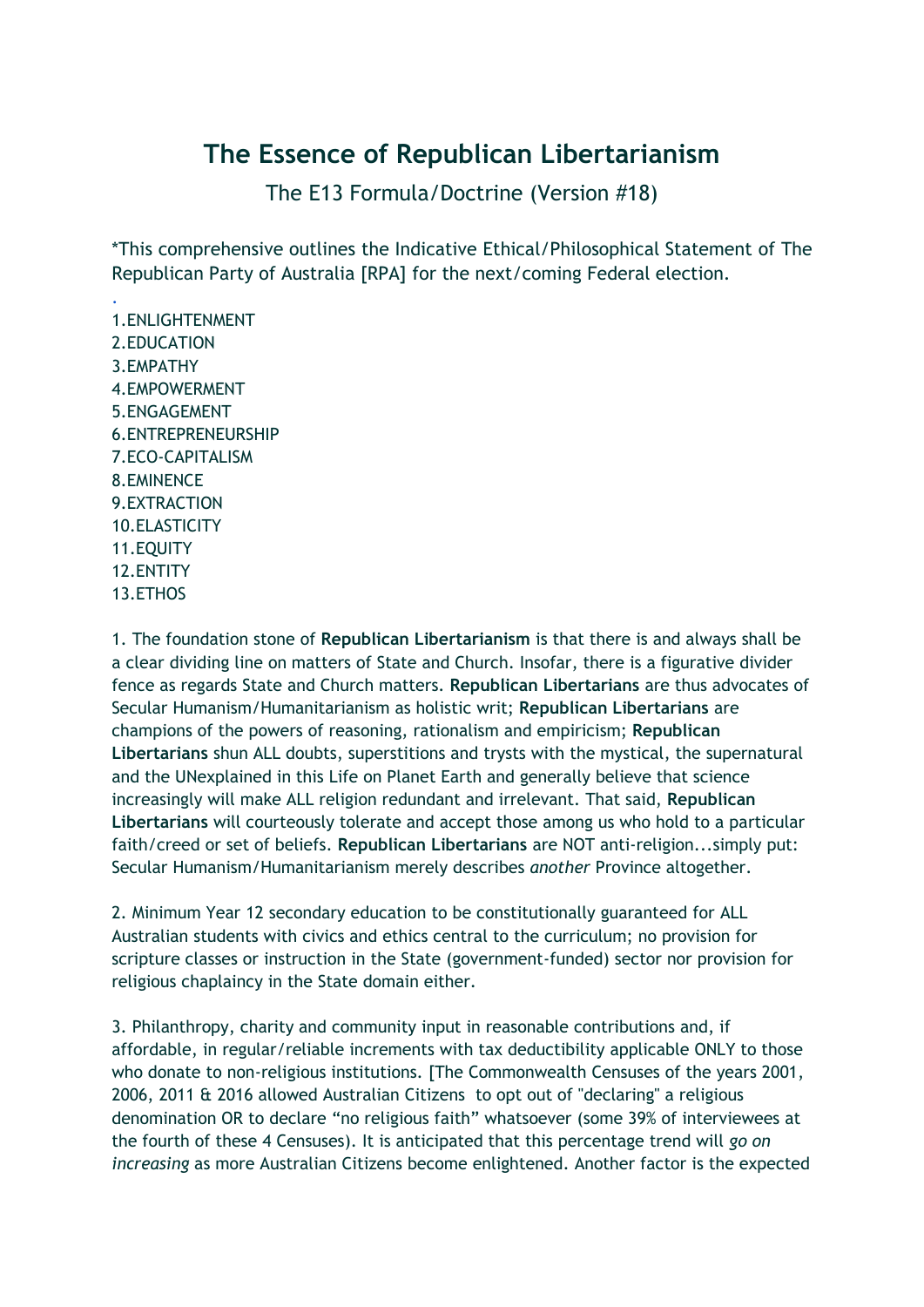# The Essence of Republican Libertarianism

The E13 Formula/Doctrine (Version #18)

*This comprehensive outlines the Indicative Ethical/Philosophical Statement of The Republican Party of Australia [RPA] for the next/coming Federal election.

.

1. ENLIGHTENMENT
2. EDUCATION
3. EMPATHY
4. EMPOWERMENT
5. ENGAGEMENT
6. ENTREPRENEURSHIP
7. ECO-CAPITALISM
8. EMINENCE
9. EXTRACTION
10. ELASTICITY
11. EQUITY
12. ENTITY
13. ETHOS

1. The foundation stone of **Republican Libertarianism** is that there is and always shall be a clear dividing line on matters of State and Church. Insofar, there is a figurative divider fence as regards State and Church matters. **Republican Libertarians** are thus advocates of Secular Humanism/Humanitarianism as holistic writ; **Republican Libertarians** are champions of the powers of reasoning, rationalism and empiricism; **Republican Libertarians** shun ALL doubts, superstitions and trysts with the mystical, the supernatural and the UNexplained in this Life on Planet Earth and generally believe that science increasingly will make ALL religion redundant and irrelevant. That said, **Republican Libertarians** will courteously tolerate and accept those among us who hold to a particular faith/creed or set of beliefs. **Republican Libertarians** are NOT anti-religion...simply put: Secular Humanism/Humanitarianism merely describes *another* Province altogether.

2. Minimum Year 12 secondary education to be constitutionally guaranteed for ALL Australian students with civics and ethics central to the curriculum; no provision for scripture classes or instruction in the State (government-funded) sector nor provision for religious chaplaincy in the State domain either.

3. Philanthropy, charity and community input in reasonable contributions and, if affordable, in regular/reliable increments with tax deductibility applicable ONLY to those who donate to non-religious institutions. [The Commonwealth Censuses of the years 2001, 2006, 2011 & 2016 allowed Australian Citizens to opt out of "declaring" a religious denomination OR to declare "no religious faith" whatsoever (some 39% of interviewees at the fourth of these 4 Censuses). It is anticipated that this percentage trend will *go on increasing* as more Australian Citizens become enlightened. Another factor is the expected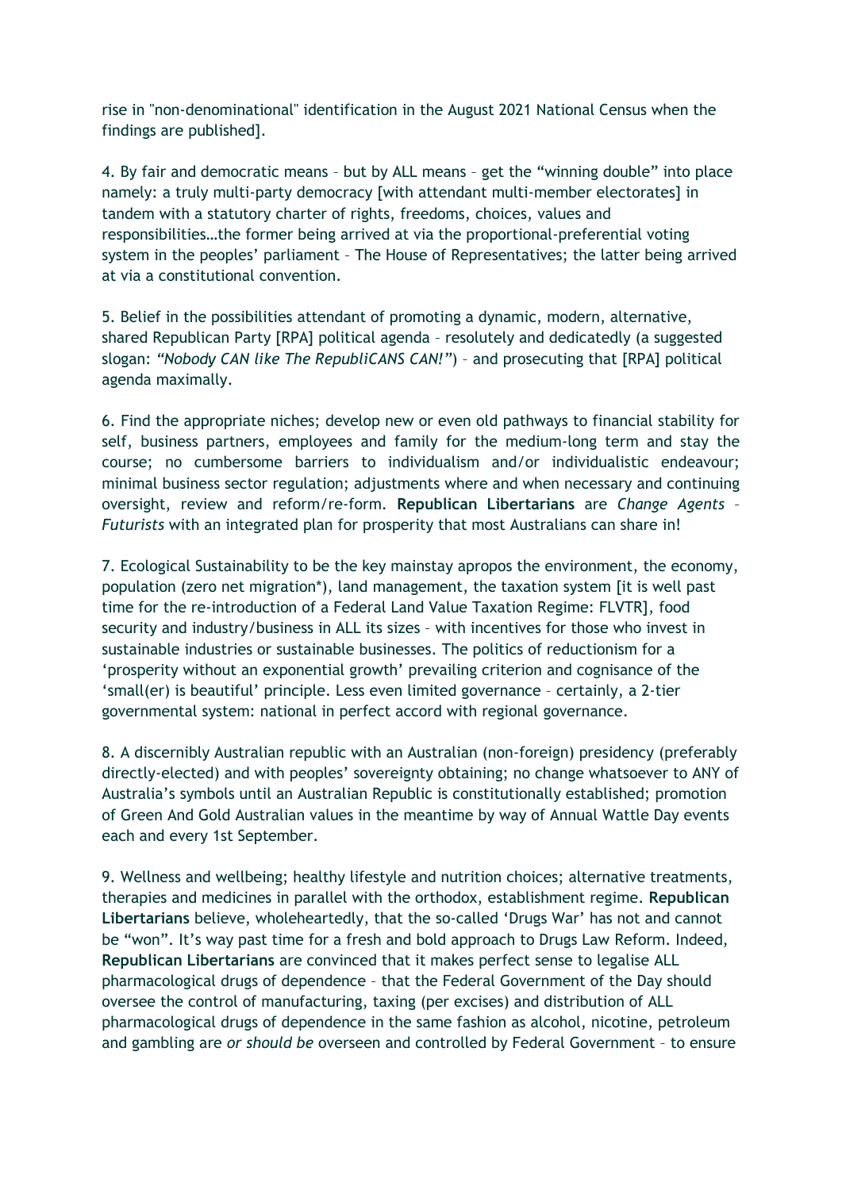rise in "non-denominational" identification in the August 2021 National Census when the findings are published].

4. By fair and democratic means – but by ALL means – get the "winning double" into place namely: a truly multi-party democracy [with attendant multi-member electorates] in tandem with a statutory charter of rights, freedoms, choices, values and responsibilities…the former being arrived at via the proportional-preferential voting system in the peoples' parliament – The House of Representatives; the latter being arrived at via a constitutional convention.

5. Belief in the possibilities attendant of promoting a dynamic, modern, alternative, shared Republican Party [RPA] political agenda – resolutely and dedicatedly (a suggested slogan: *"Nobody CAN like The RepubliCANS CAN!"*) – and prosecuting that [RPA] political agenda maximally.

6. Find the appropriate niches; develop new or even old pathways to financial stability for self, business partners, employees and family for the medium-long term and stay the course; no cumbersome barriers to individualism and/or individualistic endeavour; minimal business sector regulation; adjustments where and when necessary and continuing oversight, review and reform/re-form. **Republican Libertarians** are *Change Agents – Futurists* with an integrated plan for prosperity that most Australians can share in!

7. Ecological Sustainability to be the key mainstay apropos the environment, the economy, population (zero net migration*), land management, the taxation system [it is well past time for the re-introduction of a Federal Land Value Taxation Regime: FLVTR], food security and industry/business in ALL its sizes – with incentives for those who invest in sustainable industries or sustainable businesses. The politics of reductionism for a 'prosperity without an exponential growth' prevailing criterion and cognisance of the 'small(er) is beautiful' principle. Less even limited governance – certainly, a 2-tier governmental system: national in perfect accord with regional governance.

8. A discernibly Australian republic with an Australian (non-foreign) presidency (preferably directly-elected) and with peoples' sovereignty obtaining; no change whatsoever to ANY of Australia's symbols until an Australian Republic is constitutionally established; promotion of Green And Gold Australian values in the meantime by way of Annual Wattle Day events each and every 1st September.

9. Wellness and wellbeing; healthy lifestyle and nutrition choices; alternative treatments, therapies and medicines in parallel with the orthodox, establishment regime. **Republican Libertarians** believe, wholeheartedly, that the so-called 'Drugs War' has not and cannot be "won". It's way past time for a fresh and bold approach to Drugs Law Reform. Indeed, **Republican Libertarians** are convinced that it makes perfect sense to legalise ALL pharmacological drugs of dependence – that the Federal Government of the Day should oversee the control of manufacturing, taxing (per excises) and distribution of ALL pharmacological drugs of dependence in the same fashion as alcohol, nicotine, petroleum and gambling are *or should be* overseen and controlled by Federal Government – to ensure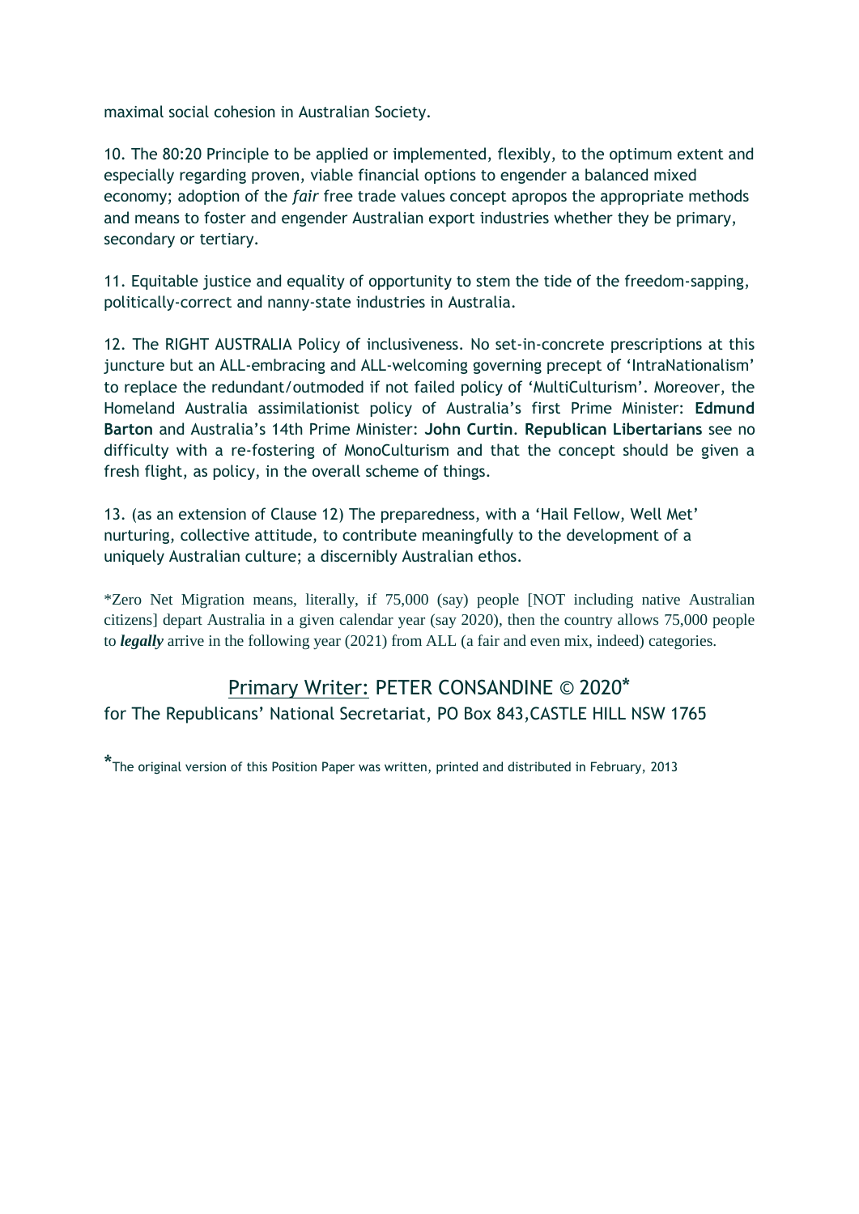maximal social cohesion in Australian Society.

10. The 80:20 Principle to be applied or implemented, flexibly, to the optimum extent and especially regarding proven, viable financial options to engender a balanced mixed economy; adoption of the *fair* free trade values concept apropos the appropriate methods and means to foster and engender Australian export industries whether they be primary, secondary or tertiary.

11. Equitable justice and equality of opportunity to stem the tide of the freedom-sapping, politically-correct and nanny-state industries in Australia.

12. The RIGHT AUSTRALIA Policy of inclusiveness. No set-in-concrete prescriptions at this juncture but an ALL-embracing and ALL-welcoming governing precept of 'IntraNationalism' to replace the redundant/outmoded if not failed policy of 'MultiCulturism'. Moreover, the Homeland Australia assimilationist policy of Australia's first Prime Minister: **Edmund Barton** and Australia's 14th Prime Minister: **John Curtin**. **Republican Libertarians** see no difficulty with a re-fostering of MonoCulturism and that the concept should be given a fresh flight, as policy, in the overall scheme of things.

13. (as an extension of Clause 12) The preparedness, with a 'Hail Fellow, Well Met' nurturing, collective attitude, to contribute meaningfully to the development of a uniquely Australian culture; a discernibly Australian ethos.

*Zero Net Migration means, literally, if 75,000 (say) people [NOT including native Australian citizens] depart Australia in a given calendar year (say 2020), then the country allows 75,000 people to ***legally*** arrive in the following year (2021) from ALL (a fair and even mix, indeed) categories.

Primary Writer: PETER CONSANDINE © 2020*
for The Republicans' National Secretariat, PO Box 843,CASTLE HILL NSW 1765

*The original version of this Position Paper was written, printed and distributed in February, 2013